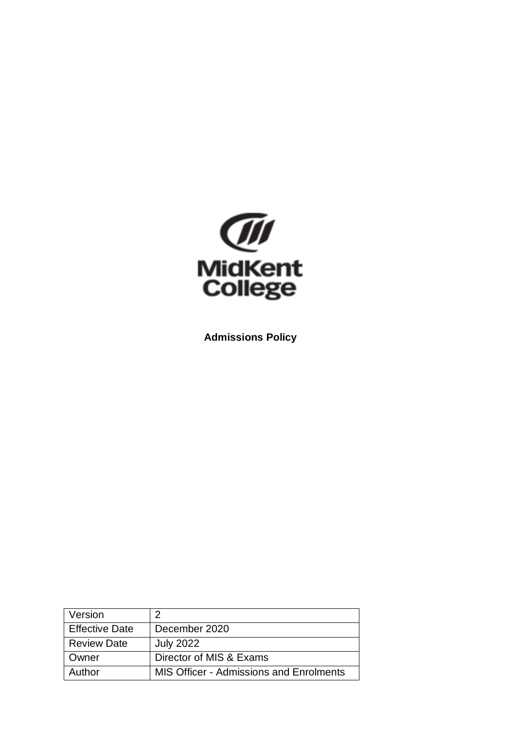MidKent College

# Admissions Policy

| Version | 2 |
|---|---|
| Effective Date | December 2020 |
| Review Date | July 2022 |
| Owner | Director of MIS & Exams |
| Author | MIS Officer - Admissions and Enrolments |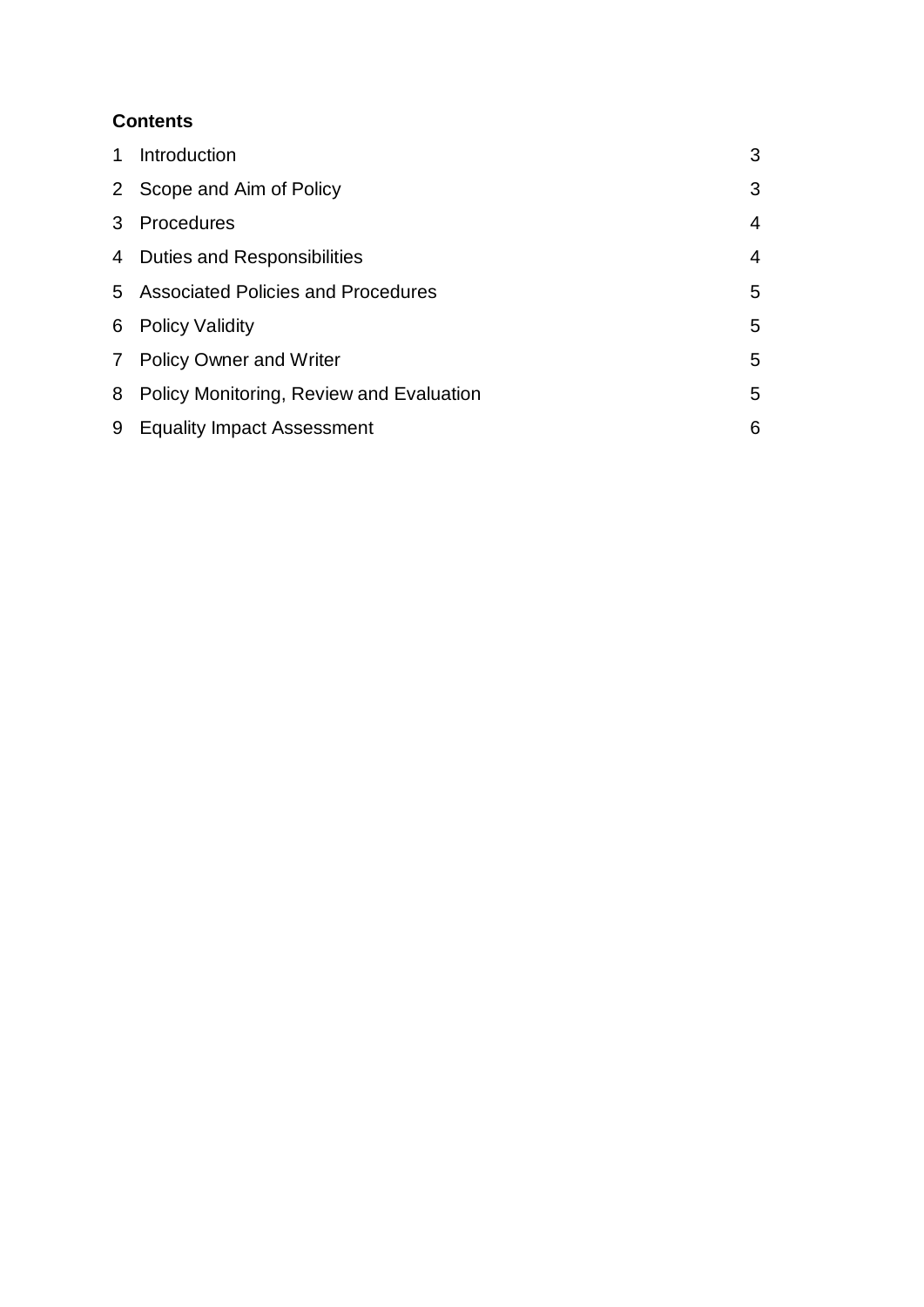**Contents**

| | | |
|---|---|---|
| 1 | Introduction | 3 |
| 2 | Scope and Aim of Policy | 3 |
| 3 | Procedures | 4 |
| 4 | Duties and Responsibilities | 4 |
| 5 | Associated Policies and Procedures | 5 |
| 6 | Policy Validity | 5 |
| 7 | Policy Owner and Writer | 5 |
| 8 | Policy Monitoring, Review and Evaluation | 5 |
| 9 | Equality Impact Assessment | 6 |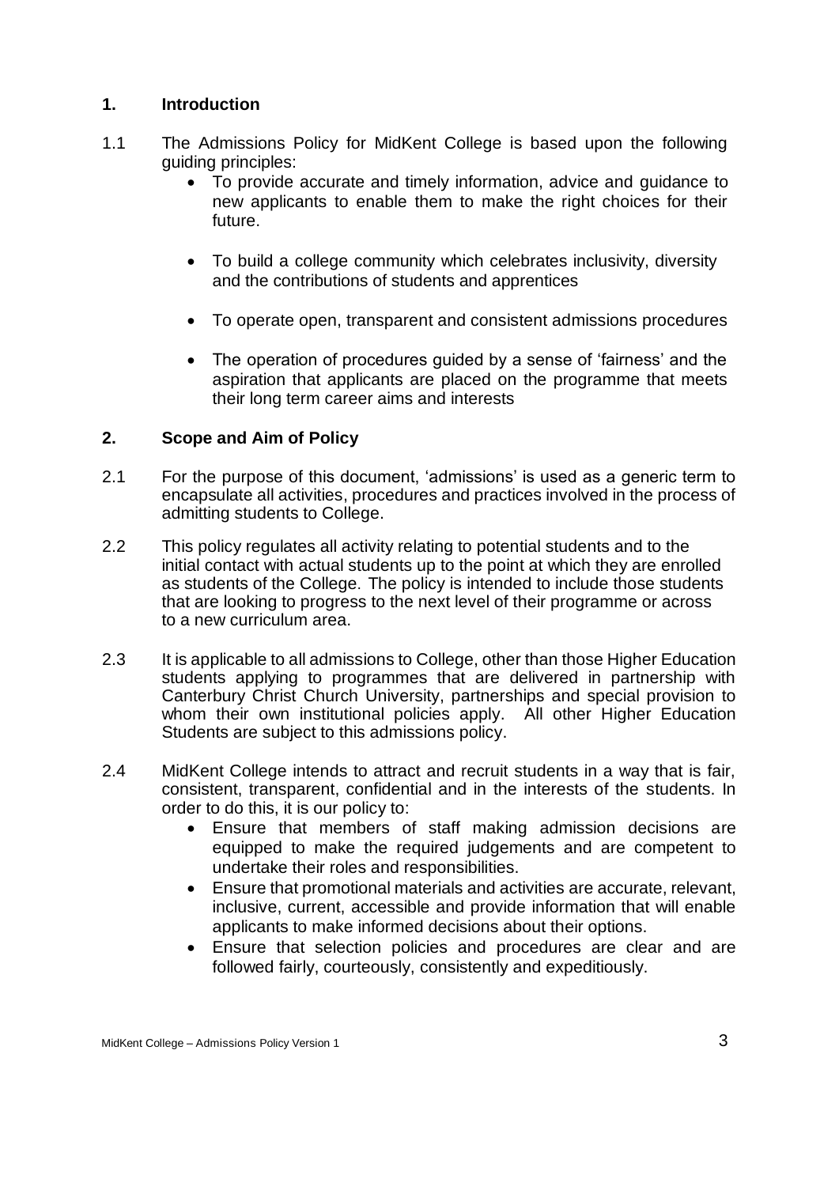## 1. Introduction

1.1 The Admissions Policy for MidKent College is based upon the following guiding principles:

- To provide accurate and timely information, advice and guidance to new applicants to enable them to make the right choices for their future.
- To build a college community which celebrates inclusivity, diversity and the contributions of students and apprentices
- To operate open, transparent and consistent admissions procedures
- The operation of procedures guided by a sense of 'fairness' and the aspiration that applicants are placed on the programme that meets their long term career aims and interests

## 2. Scope and Aim of Policy

2.1 For the purpose of this document, 'admissions' is used as a generic term to encapsulate all activities, procedures and practices involved in the process of admitting students to College.

2.2 This policy regulates all activity relating to potential students and to the initial contact with actual students up to the point at which they are enrolled as students of the College. The policy is intended to include those students that are looking to progress to the next level of their programme or across to a new curriculum area.

2.3 It is applicable to all admissions to College, other than those Higher Education students applying to programmes that are delivered in partnership with Canterbury Christ Church University, partnerships and special provision to whom their own institutional policies apply. All other Higher Education Students are subject to this admissions policy.

2.4 MidKent College intends to attract and recruit students in a way that is fair, consistent, transparent, confidential and in the interests of the students. In order to do this, it is our policy to:

- Ensure that members of staff making admission decisions are equipped to make the required judgements and are competent to undertake their roles and responsibilities.
- Ensure that promotional materials and activities are accurate, relevant, inclusive, current, accessible and provide information that will enable applicants to make informed decisions about their options.
- Ensure that selection policies and procedures are clear and are followed fairly, courteously, consistently and expeditiously.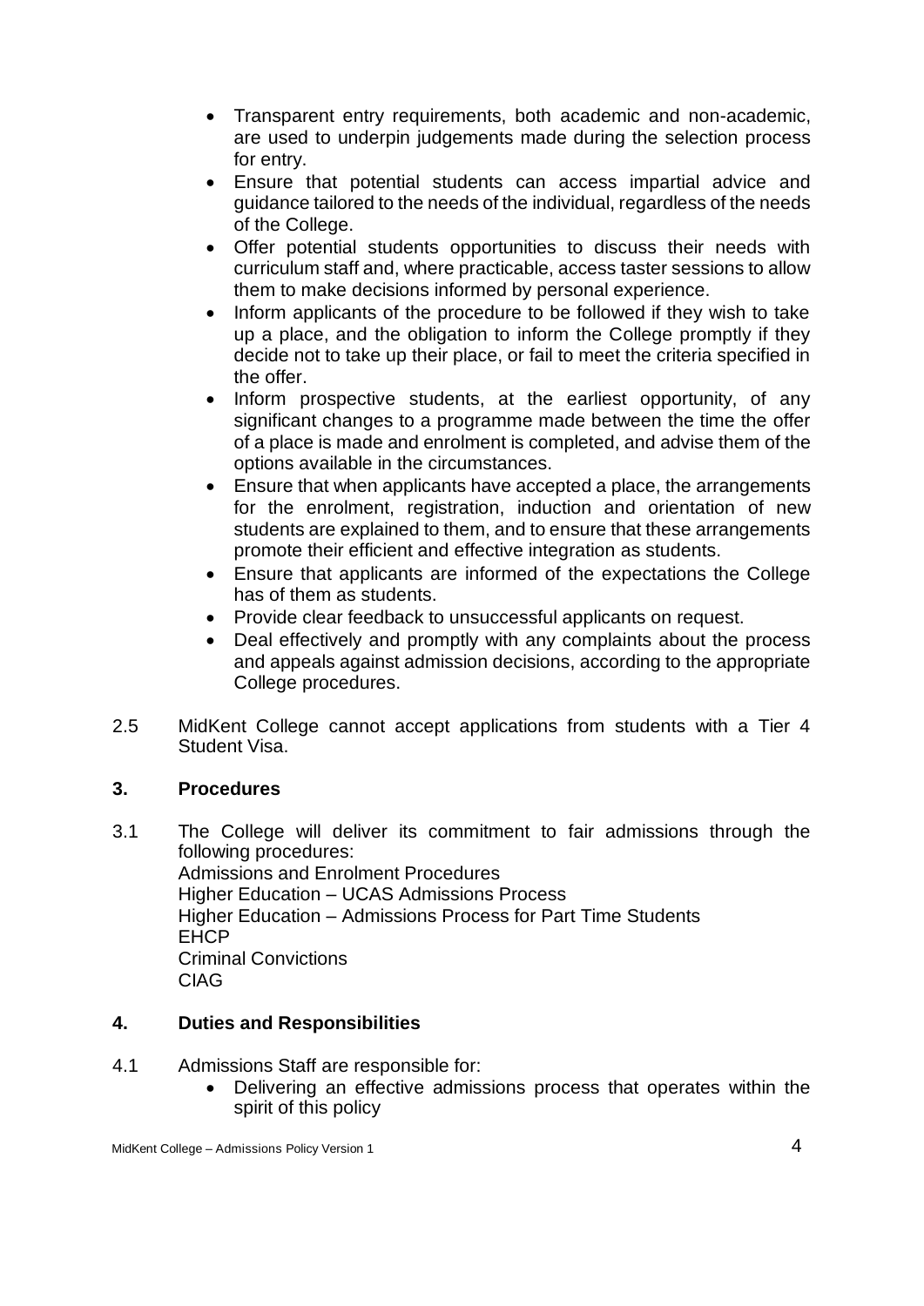- Transparent entry requirements, both academic and non-academic, are used to underpin judgements made during the selection process for entry.
- Ensure that potential students can access impartial advice and guidance tailored to the needs of the individual, regardless of the needs of the College.
- Offer potential students opportunities to discuss their needs with curriculum staff and, where practicable, access taster sessions to allow them to make decisions informed by personal experience.
- Inform applicants of the procedure to be followed if they wish to take up a place, and the obligation to inform the College promptly if they decide not to take up their place, or fail to meet the criteria specified in the offer.
- Inform prospective students, at the earliest opportunity, of any significant changes to a programme made between the time the offer of a place is made and enrolment is completed, and advise them of the options available in the circumstances.
- Ensure that when applicants have accepted a place, the arrangements for the enrolment, registration, induction and orientation of new students are explained to them, and to ensure that these arrangements promote their efficient and effective integration as students.
- Ensure that applicants are informed of the expectations the College has of them as students.
- Provide clear feedback to unsuccessful applicants on request.
- Deal effectively and promptly with any complaints about the process and appeals against admission decisions, according to the appropriate College procedures.

2.5 MidKent College cannot accept applications from students with a Tier 4 Student Visa.

## 3. Procedures

3.1 The College will deliver its commitment to fair admissions through the following procedures:
Admissions and Enrolment Procedures
Higher Education – UCAS Admissions Process
Higher Education – Admissions Process for Part Time Students
EHCP
Criminal Convictions
CIAG

## 4. Duties and Responsibilities

4.1 Admissions Staff are responsible for:

- Delivering an effective admissions process that operates within the spirit of this policy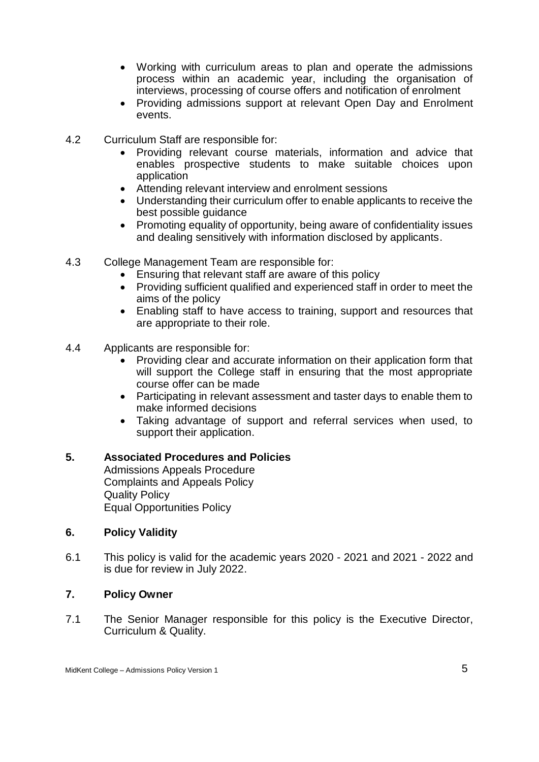- Working with curriculum areas to plan and operate the admissions process within an academic year, including the organisation of interviews, processing of course offers and notification of enrolment
- Providing admissions support at relevant Open Day and Enrolment events.

4.2 Curriculum Staff are responsible for:

- Providing relevant course materials, information and advice that enables prospective students to make suitable choices upon application
- Attending relevant interview and enrolment sessions
- Understanding their curriculum offer to enable applicants to receive the best possible guidance
- Promoting equality of opportunity, being aware of confidentiality issues and dealing sensitively with information disclosed by applicants.

4.3 College Management Team are responsible for:

- Ensuring that relevant staff are aware of this policy
- Providing sufficient qualified and experienced staff in order to meet the aims of the policy
- Enabling staff to have access to training, support and resources that are appropriate to their role.

4.4 Applicants are responsible for:

- Providing clear and accurate information on their application form that will support the College staff in ensuring that the most appropriate course offer can be made
- Participating in relevant assessment and taster days to enable them to make informed decisions
- Taking advantage of support and referral services when used, to support their application.

## 5. Associated Procedures and Policies

Admissions Appeals Procedure
Complaints and Appeals Policy
Quality Policy
Equal Opportunities Policy

## 6. Policy Validity

6.1 This policy is valid for the academic years 2020 - 2021 and 2021 - 2022 and is due for review in July 2022.

## 7. Policy Owner

7.1 The Senior Manager responsible for this policy is the Executive Director, Curriculum & Quality.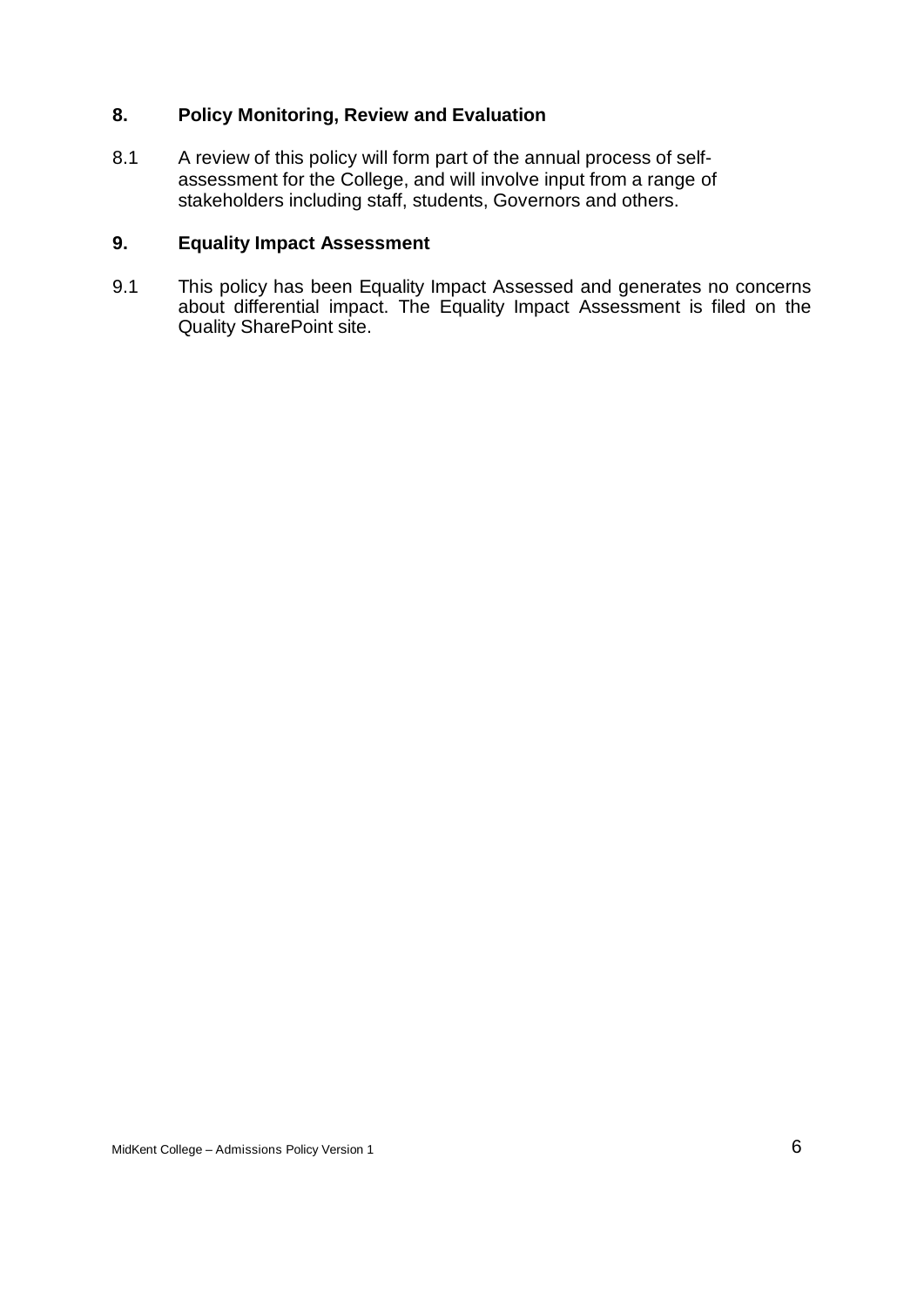## 8. Policy Monitoring, Review and Evaluation

8.1 A review of this policy will form part of the annual process of self-assessment for the College, and will involve input from a range of stakeholders including staff, students, Governors and others.

## 9. Equality Impact Assessment

9.1 This policy has been Equality Impact Assessed and generates no concerns about differential impact. The Equality Impact Assessment is filed on the Quality SharePoint site.